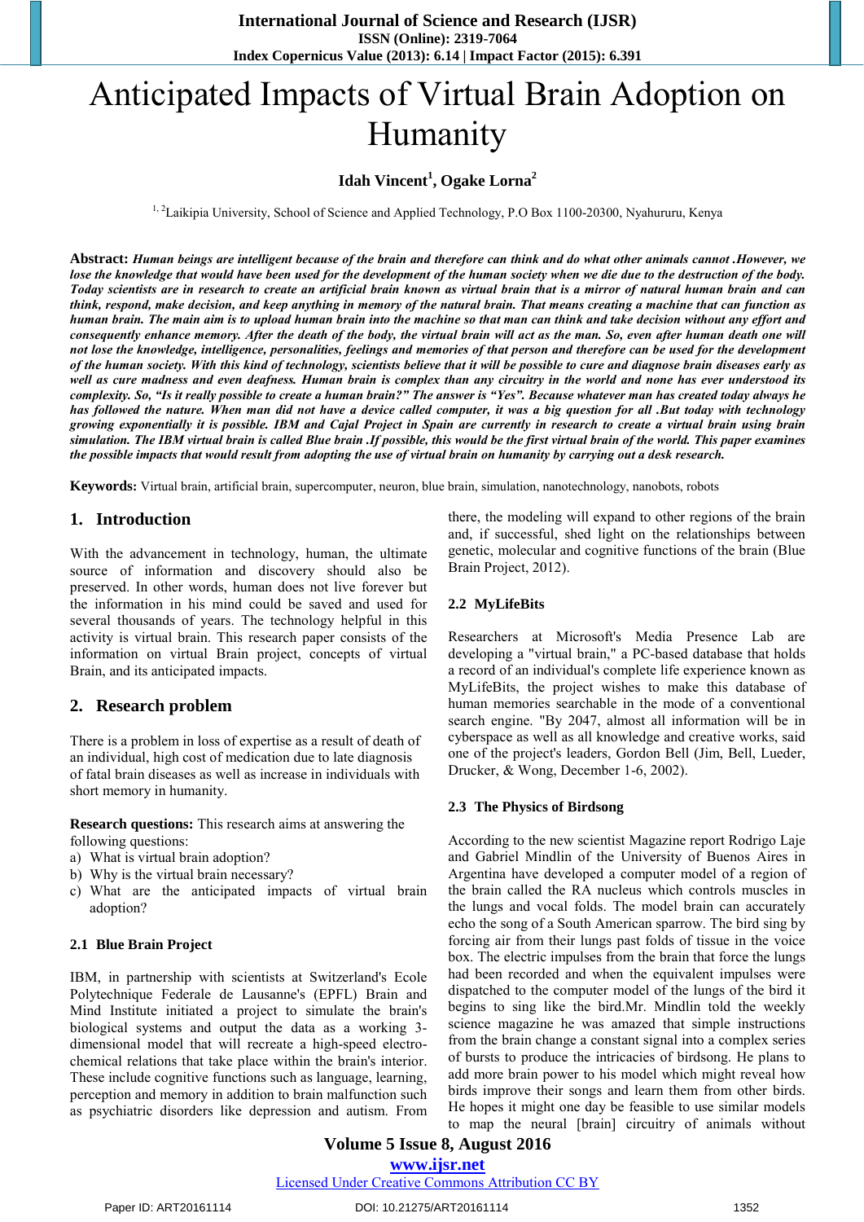# Anticipated Impacts of Virtual Brain Adoption on Humanity

**Idah Vincent[1], Ogake Lorna[2]**

[1, 2]Laikipia University, School of Science and Applied Technology, P.O Box 1100-20300, Nyahururu, Kenya

**Abstract:** ***Human beings are intelligent because of the brain and therefore can think and do what other animals cannot .However, we lose the knowledge that would have been used for the development of the human society when we die due to the destruction of the body. Today scientists are in research to create an artificial brain known as virtual brain that is a mirror of natural human brain and can think, respond, make decision, and keep anything in memory of the natural brain. That means creating a machine that can function as human brain. The main aim is to upload human brain into the machine so that man can think and take decision without any effort and consequently enhance memory. After the death of the body, the virtual brain will act as the man. So, even after human death one will not lose the knowledge, intelligence, personalities, feelings and memories of that person and therefore can be used for the development of the human society. With this kind of technology, scientists believe that it will be possible to cure and diagnose brain diseases early as well as cure madness and even deafness. Human brain is complex than any circuitry in the world and none has ever understood its complexity. So, "Is it really possible to create a human brain?" The answer is "Yes". Because whatever man has created today always he has followed the nature. When man did not have a device called computer, it was a big question for all .But today with technology growing exponentially it is possible. IBM and Cajal Project in Spain are currently in research to create a virtual brain using brain simulation. The IBM virtual brain is called Blue brain .If possible, this would be the first virtual brain of the world. This paper examines the possible impacts that would result from adopting the use of virtual brain on humanity by carrying out a desk research.***

**Keywords:** Virtual brain, artificial brain, supercomputer, neuron, blue brain, simulation, nanotechnology, nanobots, robots

## 1. Introduction

With the advancement in technology, human, the ultimate source of information and discovery should also be preserved. In other words, human does not live forever but the information in his mind could be saved and used for several thousands of years. The technology helpful in this activity is virtual brain. This research paper consists of the information on virtual Brain project, concepts of virtual Brain, and its anticipated impacts.

## 2. Research problem

There is a problem in loss of expertise as a result of death of an individual, high cost of medication due to late diagnosis of fatal brain diseases as well as increase in individuals with short memory in humanity.

**Research questions:** This research aims at answering the following questions:

a) What is virtual brain adoption?
b) Why is the virtual brain necessary?
c) What are the anticipated impacts of virtual brain adoption?

### 2.1 Blue Brain Project

IBM, in partnership with scientists at Switzerland's Ecole Polytechnique Federale de Lausanne's (EPFL) Brain and Mind Institute initiated a project to simulate the brain's biological systems and output the data as a working 3-dimensional model that will recreate a high-speed electro-chemical relations that take place within the brain's interior. These include cognitive functions such as language, learning, perception and memory in addition to brain malfunction such as psychiatric disorders like depression and autism. From there, the modeling will expand to other regions of the brain and, if successful, shed light on the relationships between genetic, molecular and cognitive functions of the brain (Blue Brain Project, 2012).

### 2.2 MyLifeBits

Researchers at Microsoft's Media Presence Lab are developing a "virtual brain," a PC-based database that holds a record of an individual's complete life experience known as MyLifeBits, the project wishes to make this database of human memories searchable in the mode of a conventional search engine. "By 2047, almost all information will be in cyberspace as well as all knowledge and creative works, said one of the project's leaders, Gordon Bell (Jim, Bell, Lueder, Drucker, & Wong, December 1-6, 2002).

### 2.3 The Physics of Birdsong

According to the new scientist Magazine report Rodrigo Laje and Gabriel Mindlin of the University of Buenos Aires in Argentina have developed a computer model of a region of the brain called the RA nucleus which controls muscles in the lungs and vocal folds. The model brain can accurately echo the song of a South American sparrow. The bird sing by forcing air from their lungs past folds of tissue in the voice box. The electric impulses from the brain that force the lungs had been recorded and when the equivalent impulses were dispatched to the computer model of the lungs of the bird it begins to sing like the bird.Mr. Mindlin told the weekly science magazine he was amazed that simple instructions from the brain change a constant signal into a complex series of bursts to produce the intricacies of birdsong. He plans to add more brain power to his model which might reveal how birds improve their songs and learn them from other birds. He hopes it might one day be feasible to use similar models to map the neural [brain] circuitry of animals without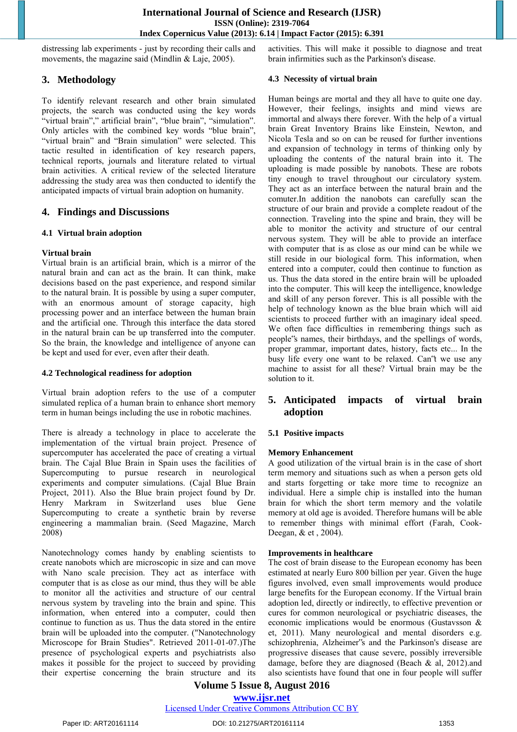distressing lab experiments - just by recording their calls and movements, the magazine said (Mindlin & Laje, 2005).

## 3. Methodology

To identify relevant research and other brain simulated projects, the search was conducted using the key words "virtual brain"," artificial brain", "blue brain", "simulation". Only articles with the combined key words "blue brain", "virtual brain" and "Brain simulation" were selected. This tactic resulted in identification of key research papers, technical reports, journals and literature related to virtual brain activities. A critical review of the selected literature addressing the study area was then conducted to identify the anticipated impacts of virtual brain adoption on humanity.

## 4. Findings and Discussions

### 4.1 Virtual brain adoption

**Virtual brain**

Virtual brain is an artificial brain, which is a mirror of the natural brain and can act as the brain. It can think, make decisions based on the past experience, and respond similar to the natural brain. It is possible by using a super computer, with an enormous amount of storage capacity, high processing power and an interface between the human brain and the artificial one. Through this interface the data stored in the natural brain can be up transferred into the computer. So the brain, the knowledge and intelligence of anyone can be kept and used for ever, even after their death.

### 4.2 Technological readiness for adoption

Virtual brain adoption refers to the use of a computer simulated replica of a human brain to enhance short memory term in human beings including the use in robotic machines.

There is already a technology in place to accelerate the implementation of the virtual brain project. Presence of supercomputer has accelerated the pace of creating a virtual brain. The Cajal Blue Brain in Spain uses the facilities of Supercomputing to pursue research in neurological experiments and computer simulations. (Cajal Blue Brain Project, 2011). Also the Blue brain project found by Dr. Henry Markram in Switzerland uses blue Gene Supercomputing to create a synthetic brain by reverse engineering a mammalian brain. (Seed Magazine, March 2008)

Nanotechnology comes handy by enabling scientists to create nanobots which are microscopic in size and can move with Nano scale precision. They act as interface with computer that is as close as our mind, thus they will be able to monitor all the activities and structure of our central nervous system by traveling into the brain and spine. This information, when entered into a computer, could then continue to function as us. Thus the data stored in the entire brain will be uploaded into the computer. ("Nanotechnology Microscope for Brain Studies". Retrieved 2011-01-07.)The presence of psychological experts and psychiatrists also makes it possible for the project to succeed by providing their expertise concerning the brain structure and its activities. This will make it possible to diagnose and treat brain infirmities such as the Parkinson's disease.

### 4.3 Necessity of virtual brain

Human beings are mortal and they all have to quite one day. However, their feelings, insights and mind views are immortal and always there forever. With the help of a virtual brain Great Inventory Brains like Einstein, Newton, and Nicola Tesla and so on can be reused for further inventions and expansion of technology in terms of thinking only by uploading the contents of the natural brain into it. The uploading is made possible by nanobots. These are robots tiny enough to travel throughout our circulatory system. They act as an interface between the natural brain and the comuter.In addition the nanobots can carefully scan the structure of our brain and provide a complete readout of the connection. Traveling into the spine and brain, they will be able to monitor the activity and structure of our central nervous system. They will be able to provide an interface with computer that is as close as our mind can be while we still reside in our biological form. This information, when entered into a computer, could then continue to function as us. Thus the data stored in the entire brain will be uploaded into the computer. This will keep the intelligence, knowledge and skill of any person forever. This is all possible with the help of technology known as the blue brain which will aid scientists to proceed further with an imaginary ideal speed. We often face difficulties in remembering things such as people"s names, their birthdays, and the spellings of words, proper grammar, important dates, history, facts etc... In the busy life every one want to be relaxed. Can"t we use any machine to assist for all these? Virtual brain may be the solution to it.

## 5. Anticipated impacts of virtual brain adoption

### 5.1 Positive impacts

**Memory Enhancement**

A good utilization of the virtual brain is in the case of short term memory and situations such as when a person gets old and starts forgetting or take more time to recognize an individual. Here a simple chip is installed into the human brain for which the short term memory and the volatile memory at old age is avoided. Therefore humans will be able to remember things with minimal effort (Farah, Cook-Deegan, & et , 2004).

**Improvements in healthcare**

The cost of brain disease to the European economy has been estimated at nearly Euro 800 billion per year. Given the huge figures involved, even small improvements would produce large benefits for the European economy. If the Virtual brain adoption led, directly or indirectly, to effective prevention or cures for common neurological or psychiatric diseases, the economic implications would be enormous (Gustavsson & et, 2011). Many neurological and mental disorders e.g. schizophrenia, Alzheimer"s and the Parkinson's disease are progressive diseases that cause severe, possibly irreversible damage, before they are diagnosed (Beach & al, 2012).and also scientists have found that one in four people will suffer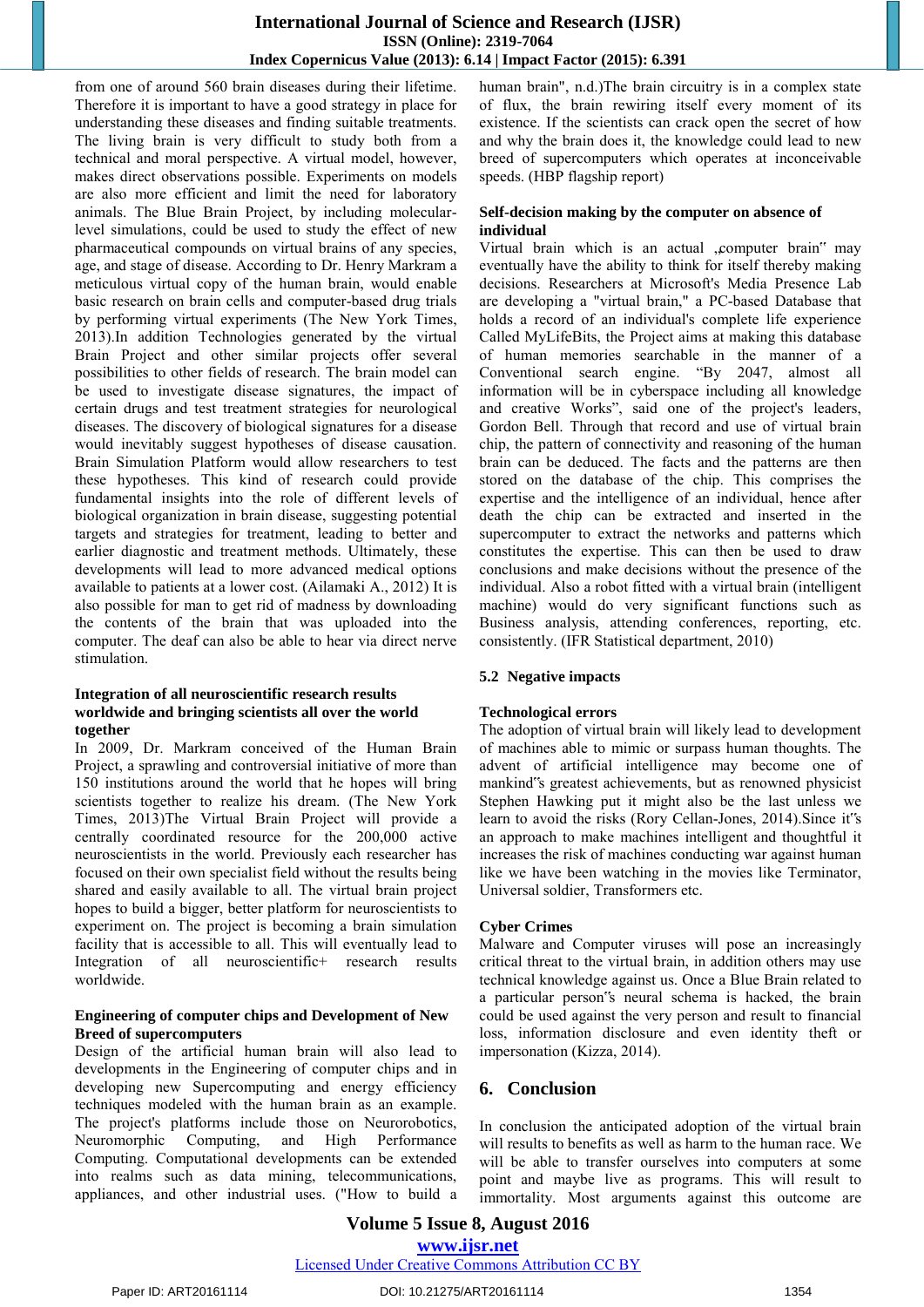from one of around 560 brain diseases during their lifetime. Therefore it is important to have a good strategy in place for understanding these diseases and finding suitable treatments. The living brain is very difficult to study both from a technical and moral perspective. A virtual model, however, makes direct observations possible. Experiments on models are also more efficient and limit the need for laboratory animals. The Blue Brain Project, by including molecular-level simulations, could be used to study the effect of new pharmaceutical compounds on virtual brains of any species, age, and stage of disease. According to Dr. Henry Markram a meticulous virtual copy of the human brain, would enable basic research on brain cells and computer-based drug trials by performing virtual experiments (The New York Times, 2013).In addition Technologies generated by the virtual Brain Project and other similar projects offer several possibilities to other fields of research. The brain model can be used to investigate disease signatures, the impact of certain drugs and test treatment strategies for neurological diseases. The discovery of biological signatures for a disease would inevitably suggest hypotheses of disease causation. Brain Simulation Platform would allow researchers to test these hypotheses. This kind of research could provide fundamental insights into the role of different levels of biological organization in brain disease, suggesting potential targets and strategies for treatment, leading to better and earlier diagnostic and treatment methods. Ultimately, these developments will lead to more advanced medical options available to patients at a lower cost. (Ailamaki A., 2012) It is also possible for man to get rid of madness by downloading the contents of the brain that was uploaded into the computer. The deaf can also be able to hear via direct nerve stimulation.

**Integration of all neuroscientific research results worldwide and bringing scientists all over the world together**

In 2009, Dr. Markram conceived of the Human Brain Project, a sprawling and controversial initiative of more than 150 institutions around the world that he hopes will bring scientists together to realize his dream. (The New York Times, 2013)The Virtual Brain Project will provide a centrally coordinated resource for the 200,000 active neuroscientists in the world. Previously each researcher has focused on their own specialist field without the results being shared and easily available to all. The virtual brain project hopes to build a bigger, better platform for neuroscientists to experiment on. The project is becoming a brain simulation facility that is accessible to all. This will eventually lead to Integration of all neuroscientific+ research results worldwide.

**Engineering of computer chips and Development of New Breed of supercomputers**

Design of the artificial human brain will also lead to developments in the Engineering of computer chips and in developing new Supercomputing and energy efficiency techniques modeled with the human brain as an example. The project's platforms include those on Neurorobotics, Neuromorphic Computing, and High Performance Computing. Computational developments can be extended into realms such as data mining, telecommunications, appliances, and other industrial uses. ("How to build a human brain", n.d.)The brain circuitry is in a complex state of flux, the brain rewiring itself every moment of its existence. If the scientists can crack open the secret of how and why the brain does it, the knowledge could lead to new breed of supercomputers which operates at inconceivable speeds. (HBP flagship report)

**Self-decision making by the computer on absence of individual**

Virtual brain which is an actual „computer brain" may eventually have the ability to think for itself thereby making decisions. Researchers at Microsoft's Media Presence Lab are developing a "virtual brain," a PC-based Database that holds a record of an individual's complete life experience Called MyLifeBits, the Project aims at making this database of human memories searchable in the manner of a Conventional search engine. "By 2047, almost all information will be in cyberspace including all knowledge and creative Works", said one of the project's leaders, Gordon Bell. Through that record and use of virtual brain chip, the pattern of connectivity and reasoning of the human brain can be deduced. The facts and the patterns are then stored on the database of the chip. This comprises the expertise and the intelligence of an individual, hence after death the chip can be extracted and inserted in the supercomputer to extract the networks and patterns which constitutes the expertise. This can then be used to draw conclusions and make decisions without the presence of the individual. Also a robot fitted with a virtual brain (intelligent machine) would do very significant functions such as Business analysis, attending conferences, reporting, etc. consistently. (IFR Statistical department, 2010)

### 5.2 Negative impacts

**Technological errors**

The adoption of virtual brain will likely lead to development of machines able to mimic or surpass human thoughts. The advent of artificial intelligence may become one of mankind"s greatest achievements, but as renowned physicist Stephen Hawking put it might also be the last unless we learn to avoid the risks (Rory Cellan-Jones, 2014).Since it"s an approach to make machines intelligent and thoughtful it increases the risk of machines conducting war against human like we have been watching in the movies like Terminator, Universal soldier, Transformers etc.

**Cyber Crimes**

Malware and Computer viruses will pose an increasingly critical threat to the virtual brain, in addition others may use technical knowledge against us. Once a Blue Brain related to a particular person"s neural schema is hacked, the brain could be used against the very person and result to financial loss, information disclosure and even identity theft or impersonation (Kizza, 2014).

## 6. Conclusion

In conclusion the anticipated adoption of the virtual brain will results to benefits as well as harm to the human race. We will be able to transfer ourselves into computers at some point and maybe live as programs. This will result to immortality. Most arguments against this outcome are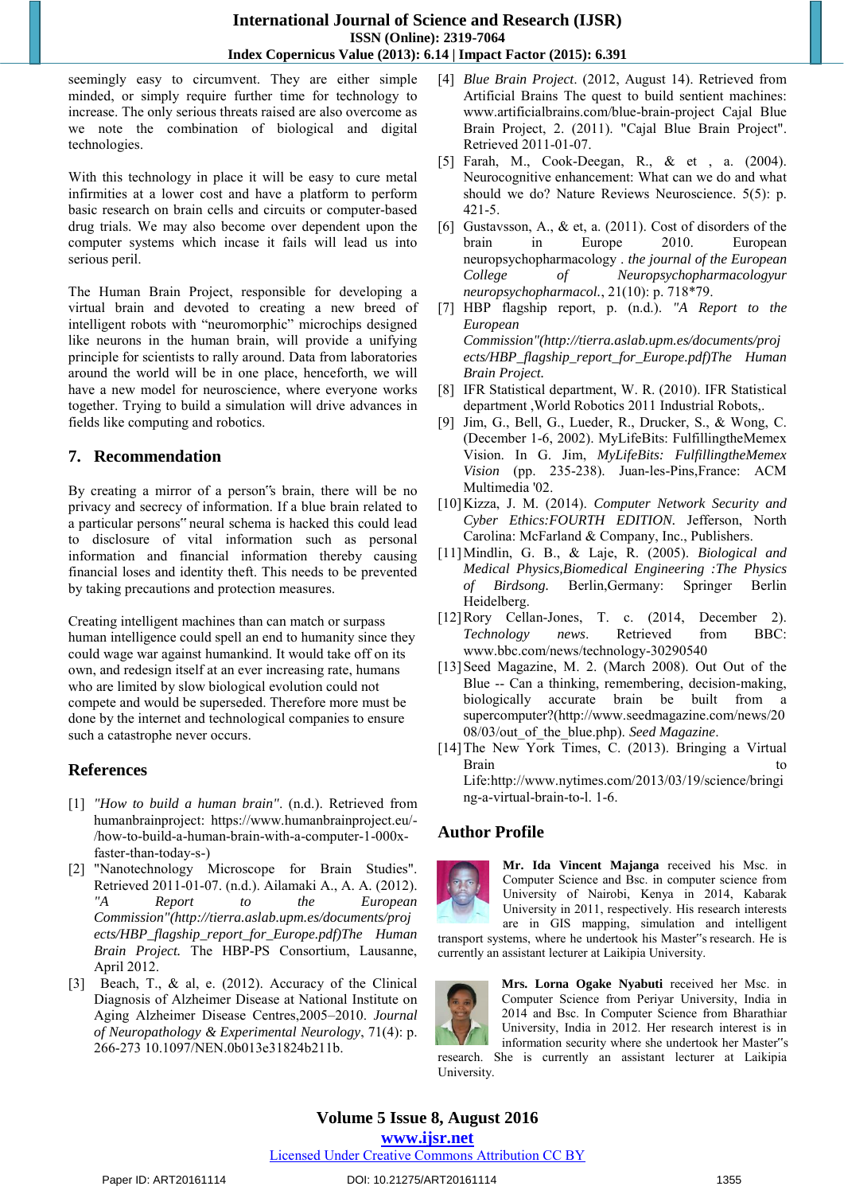seemingly easy to circumvent. They are either simple minded, or simply require further time for technology to increase. The only serious threats raised are also overcome as we note the combination of biological and digital technologies.

With this technology in place it will be easy to cure metal infirmities at a lower cost and have a platform to perform basic research on brain cells and circuits or computer-based drug trials. We may also become over dependent upon the computer systems which incase it fails will lead us into serious peril.

The Human Brain Project, responsible for developing a virtual brain and devoted to creating a new breed of intelligent robots with "neuromorphic" microchips designed like neurons in the human brain, will provide a unifying principle for scientists to rally around. Data from laboratories around the world will be in one place, henceforth, we will have a new model for neuroscience, where everyone works together. Trying to build a simulation will drive advances in fields like computing and robotics.

## 7. Recommendation

By creating a mirror of a person"s brain, there will be no privacy and secrecy of information. If a blue brain related to a particular persons" neural schema is hacked this could lead to disclosure of vital information such as personal information and financial information thereby causing financial loses and identity theft. This needs to be prevented by taking precautions and protection measures.

Creating intelligent machines than can match or surpass human intelligence could spell an end to humanity since they could wage war against humankind. It would take off on its own, and redesign itself at an ever increasing rate, humans who are limited by slow biological evolution could not compete and would be superseded. Therefore more must be done by the internet and technological companies to ensure such a catastrophe never occurs.

## References

[1] *"How to build a human brain"*. (n.d.). Retrieved from humanbrainproject: https://www.humanbrainproject.eu/-/how-to-build-a-human-brain-with-a-computer-1-000x-faster-than-today-s-)

[2] "Nanotechnology Microscope for Brain Studies". Retrieved 2011-01-07. (n.d.). Ailamaki A., A. A. (2012). *"A Report to the European Commission"(http://tierra.aslab.upm.es/documents/projects/HBP_flagship_report_for_Europe.pdf)The Human Brain Project.* The HBP-PS Consortium, Lausanne, April 2012.

[3] Beach, T., & al, e. (2012). Accuracy of the Clinical Diagnosis of Alzheimer Disease at National Institute on Aging Alzheimer Disease Centres,2005–2010. *Journal of Neuropathology & Experimental Neurology*, 71(4): p. 266-273 10.1097/NEN.0b013e31824b211b.

[4] *Blue Brain Project*. (2012, August 14). Retrieved from Artificial Brains The quest to build sentient machines: www.artificialbrains.com/blue-brain-project Cajal Blue Brain Project, 2. (2011). "Cajal Blue Brain Project". Retrieved 2011-01-07.

[5] Farah, M., Cook-Deegan, R., & et , a. (2004). Neurocognitive enhancement: What can we do and what should we do? Nature Reviews Neuroscience. 5(5): p. 421-5.

[6] Gustavsson, A., & et, a. (2011). Cost of disorders of the brain in Europe 2010. European neuropsychopharmacology . *the journal of the European College of Neuropsychopharmacologyur neuropsychopharmacol.*, 21(10): p. 718*79.

[7] HBP flagship report, p. (n.d.). *"A Report to the European Commission"(http://tierra.aslab.upm.es/documents/projects/HBP_flagship_report_for_Europe.pdf)The Human Brain Project.*

[8] IFR Statistical department, W. R. (2010). IFR Statistical department ,World Robotics 2011 Industrial Robots,.

[9] Jim, G., Bell, G., Lueder, R., Drucker, S., & Wong, C. (December 1-6, 2002). MyLifeBits: FulfillingtheMemex Vision. In G. Jim, *MyLifeBits: FulfillingtheMemex Vision* (pp. 235-238). Juan-les-Pins,France: ACM Multimedia '02.

[10] Kizza, J. M. (2014). *Computer Network Security and Cyber Ethics:FOURTH EDITION*. Jefferson, North Carolina: McFarland & Company, Inc., Publishers.

[11] Mindlin, G. B., & Laje, R. (2005). *Biological and Medical Physics,Biomedical Engineering :The Physics of Birdsong*. Berlin,Germany: Springer Berlin Heidelberg.

[12] Rory Cellan-Jones, T. c. (2014, December 2). *Technology news*. Retrieved from BBC: www.bbc.com/news/technology-30290540

[13] Seed Magazine, M. 2. (March 2008). Out Out of the Blue -- Can a thinking, remembering, decision-making, biologically accurate brain be built from a supercomputer?(http://www.seedmagazine.com/news/2008/03/out_of_the_blue.php). *Seed Magazine*.

[14] The New York Times, C. (2013). Bringing a Virtual Brain to Life:http://www.nytimes.com/2013/03/19/science/bringing-a-virtual-brain-to-l. 1-6.

## Author Profile

**Mr. Ida Vincent Majanga** received his Msc. in Computer Science and Bsc. in computer science from University of Nairobi, Kenya in 2014, Kabarak University in 2011, respectively. His research interests are in GIS mapping, simulation and intelligent transport systems, where he undertook his Master"s research. He is currently an assistant lecturer at Laikipia University.

**Mrs. Lorna Ogake Nyabuti** received her Msc. in Computer Science from Periyar University, India in 2014 and Bsc. In Computer Science from Bharathiar University, India in 2012. Her research interest is in information security where she undertook her Master"s research. She is currently an assistant lecturer at Laikipia University.